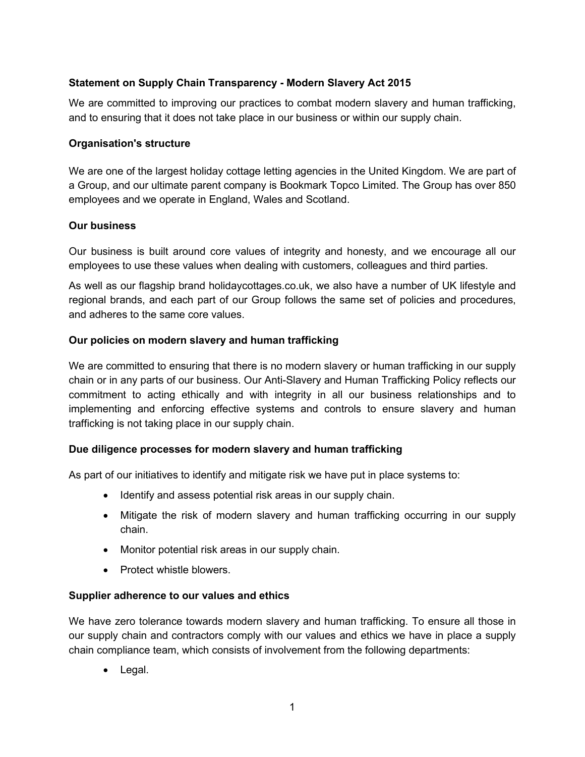**Statement on Supply Chain Transparency - Modern Slavery Act 2015**

We are committed to improving our practices to combat modern slavery and human trafficking, and to ensuring that it does not take place in our business or within our supply chain.

**Organisation's structure**

We are one of the largest holiday cottage letting agencies in the United Kingdom. We are part of a Group, and our ultimate parent company is Bookmark Topco Limited. The Group has over 850 employees and we operate in England, Wales and Scotland.

**Our business**

Our business is built around core values of integrity and honesty, and we encourage all our employees to use these values when dealing with customers, colleagues and third parties.

As well as our flagship brand holidaycottages.co.uk, we also have a number of UK lifestyle and regional brands, and each part of our Group follows the same set of policies and procedures, and adheres to the same core values.

**Our policies on modern slavery and human trafficking**

We are committed to ensuring that there is no modern slavery or human trafficking in our supply chain or in any parts of our business. Our Anti-Slavery and Human Trafficking Policy reflects our commitment to acting ethically and with integrity in all our business relationships and to implementing and enforcing effective systems and controls to ensure slavery and human trafficking is not taking place in our supply chain.

**Due diligence processes for modern slavery and human trafficking**

As part of our initiatives to identify and mitigate risk we have put in place systems to:

- Identify and assess potential risk areas in our supply chain.
- Mitigate the risk of modern slavery and human trafficking occurring in our supply chain.
- Monitor potential risk areas in our supply chain.
- Protect whistle blowers.

**Supplier adherence to our values and ethics**

We have zero tolerance towards modern slavery and human trafficking. To ensure all those in our supply chain and contractors comply with our values and ethics we have in place a supply chain compliance team, which consists of involvement from the following departments:

- Legal.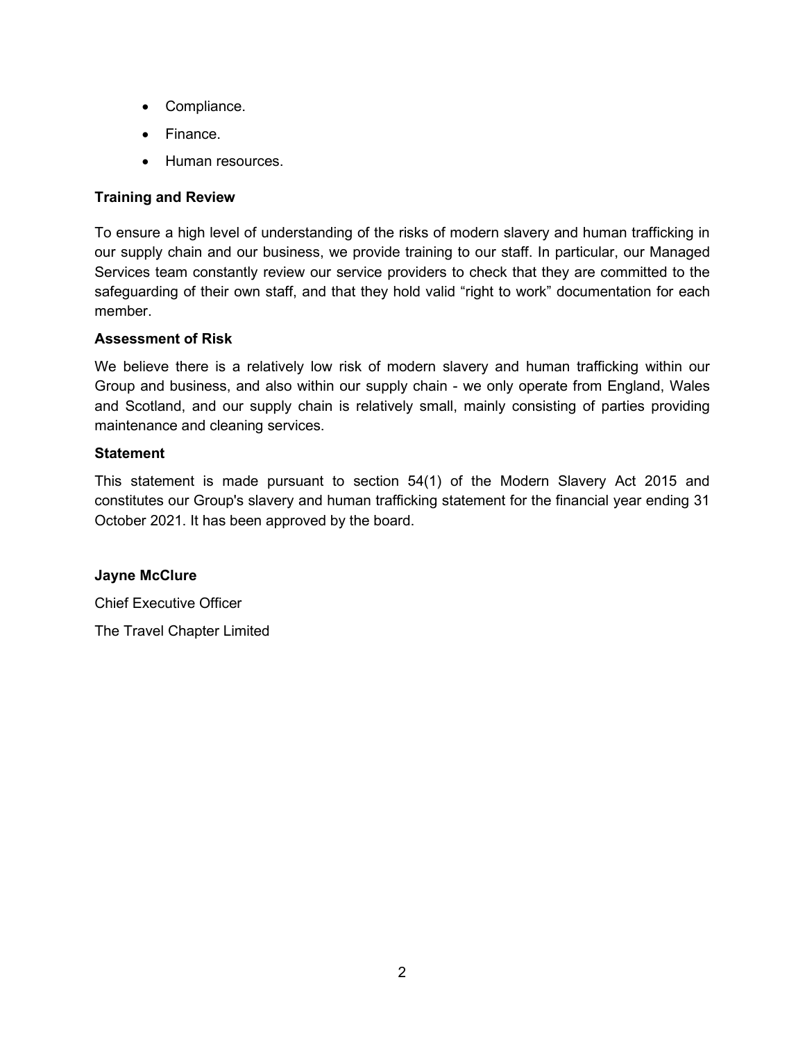- Compliance.
- Finance.
- Human resources.

**Training and Review**

To ensure a high level of understanding of the risks of modern slavery and human trafficking in our supply chain and our business, we provide training to our staff. In particular, our Managed Services team constantly review our service providers to check that they are committed to the safeguarding of their own staff, and that they hold valid "right to work" documentation for each member.

**Assessment of Risk**

We believe there is a relatively low risk of modern slavery and human trafficking within our Group and business, and also within our supply chain - we only operate from England, Wales and Scotland, and our supply chain is relatively small, mainly consisting of parties providing maintenance and cleaning services.

**Statement**

This statement is made pursuant to section 54(1) of the Modern Slavery Act 2015 and constitutes our Group's slavery and human trafficking statement for the financial year ending 31 October 2021. It has been approved by the board.

**Jayne McClure**

Chief Executive Officer

The Travel Chapter Limited